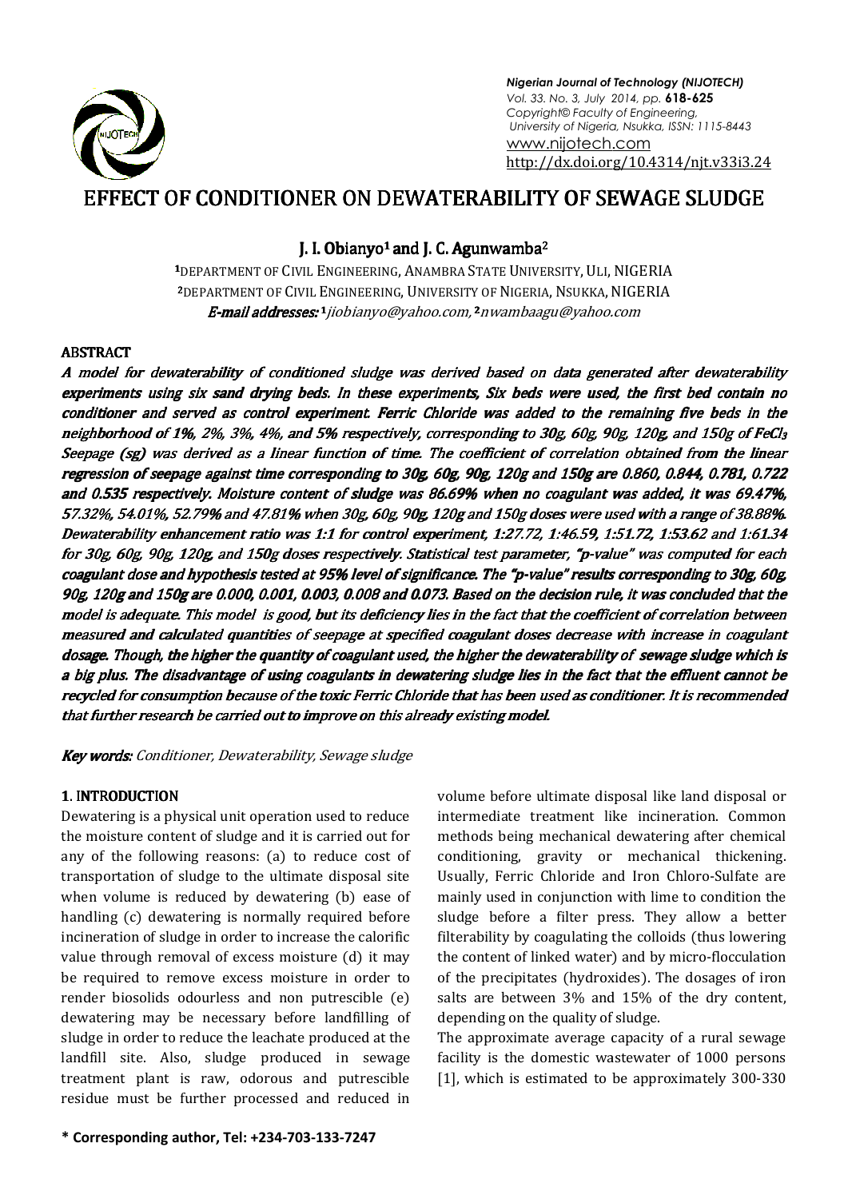# EFFECT OF CONDITIONER ON DEWATERABILITY OF SEWAGE SLUDGE

**J. I. Obianyo[1] and J. C. Agunwamba[2]**

[1]DEPARTMENT OF CIVIL ENGINEERING, ANAMBRA STATE UNIVERSITY, ULI, NIGERIA
[2]DEPARTMENT OF CIVIL ENGINEERING, UNIVERSITY OF NIGERIA, NSUKKA, NIGERIA
***E-mail addresses:*** *[1]jiobianyo@yahoo.com, [2]nwambaagu@yahoo.com*

## ABSTRACT

***A model for dewaterability of conditioned sludge was derived based on data generated after dewaterability experiments using six sand drying beds. In these experiments, Six beds were used, the first bed contain no conditioner and served as control experiment. Ferric Chloride was added to the remaining five beds in the neighborhood of 1%, 2%, 3%, 4%, and 5% respectively, corresponding to 30g, 60g, 90g, 120g, and 150g of $FeCl_3$ Seepage (sg) was derived as a linear function of time. The coefficient of correlation obtained from the linear regression of seepage against time corresponding to 30g, 60g, 90g, 120g and 150g are 0.860, 0.844, 0.781, 0.722 and 0.535 respectively. Moisture content of sludge was 86.69% when no coagulant was added, it was 69.47%, 57.32%, 54.01%, 52.79% and 47.81% when 30g, 60g, 90g, 120g and 150g doses were used with a range of 38.88%. Dewaterability enhancement ratio was 1:1 for control experiment, 1:27.72, 1:46.59, 1:51.72, 1:53.62 and 1:61.34 for 30g, 60g, 90g, 120g, and 150g doses respectively. Statistical test parameter, "p-value" was computed for each coagulant dose and hypothesis tested at 95% level of significance. The "p-value" results corresponding to 30g, 60g, 90g, 120g and 150g are 0.000, 0.001, 0.003, 0.008 and 0.073. Based on the decision rule, it was concluded that the model is adequate. This model is good, but its deficiency lies in the fact that the coefficient of correlation between measured and calculated quantities of seepage at specified coagulant doses decrease with increase in coagulant dosage. Though, the higher the quantity of coagulant used, the higher the dewaterability of sewage sludge which is a big plus. The disadvantage of using coagulants in dewatering sludge lies in the fact that the effluent cannot be recycled for consumption because of the toxic Ferric Chloride that has been used as conditioner. It is recommended that further research be carried out to improve on this already existing model.***

***Key words:*** *Conditioner, Dewaterability, Sewage sludge*

## 1. INTRODUCTION

Dewatering is a physical unit operation used to reduce the moisture content of sludge and it is carried out for any of the following reasons: (a) to reduce cost of transportation of sludge to the ultimate disposal site when volume is reduced by dewatering (b) ease of handling (c) dewatering is normally required before incineration of sludge in order to increase the calorific value through removal of excess moisture (d) it may be required to remove excess moisture in order to render biosolids odourless and non putrescible (e) dewatering may be necessary before landfilling of sludge in order to reduce the leachate produced at the landfill site. Also, sludge produced in sewage treatment plant is raw, odorous and putrescible residue must be further processed and reduced in volume before ultimate disposal like land disposal or intermediate treatment like incineration. Common methods being mechanical dewatering after chemical conditioning, gravity or mechanical thickening. Usually, Ferric Chloride and Iron Chloro-Sulfate are mainly used in conjunction with lime to condition the sludge before a filter press. They allow a better filterability by coagulating the colloids (thus lowering the content of linked water) and by micro-flocculation of the precipitates (hydroxides). The dosages of iron salts are between 3% and 15% of the dry content, depending on the quality of sludge.

The approximate average capacity of a rural sewage facility is the domestic wastewater of 1000 persons [1], which is estimated to be approximately 300-330

**\* Corresponding author, Tel: +234-703-133-7247**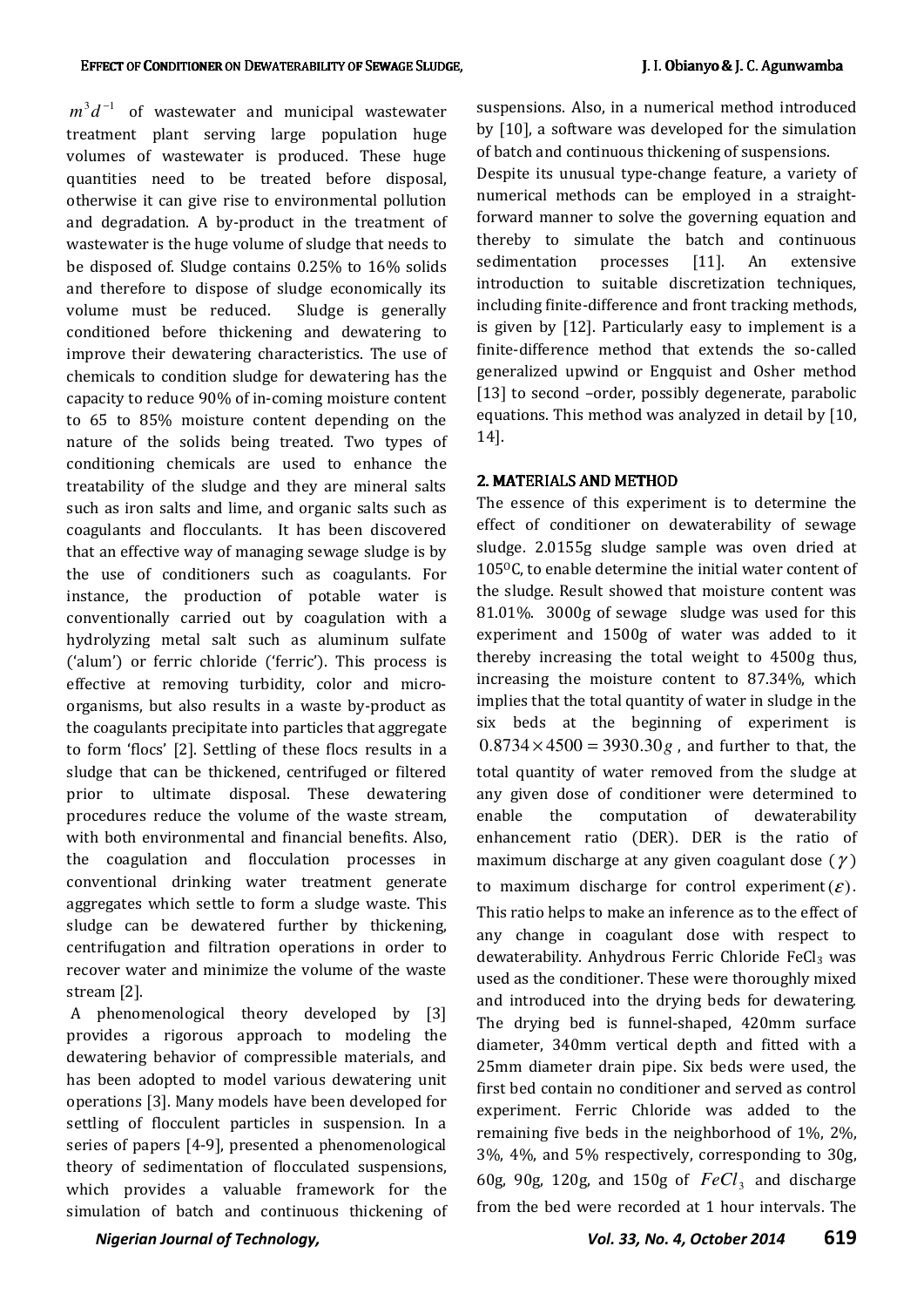$m^3 d^{-1}$ of wastewater and municipal wastewater treatment plant serving large population huge volumes of wastewater is produced. These huge quantities need to be treated before disposal, otherwise it can give rise to environmental pollution and degradation. A by-product in the treatment of wastewater is the huge volume of sludge that needs to be disposed of. Sludge contains 0.25% to 16% solids and therefore to dispose of sludge economically its volume must be reduced. Sludge is generally conditioned before thickening and dewatering to improve their dewatering characteristics. The use of chemicals to condition sludge for dewatering has the capacity to reduce 90% of in-coming moisture content to 65 to 85% moisture content depending on the nature of the solids being treated. Two types of conditioning chemicals are used to enhance the treatability of the sludge and they are mineral salts such as iron salts and lime, and organic salts such as coagulants and flocculants. It has been discovered that an effective way of managing sewage sludge is by the use of conditioners such as coagulants. For instance, the production of potable water is conventionally carried out by coagulation with a hydrolyzing metal salt such as aluminum sulfate ('alum') or ferric chloride ('ferric'). This process is effective at removing turbidity, color and micro-organisms, but also results in a waste by-product as the coagulants precipitate into particles that aggregate to form 'flocs' [2]. Settling of these flocs results in a sludge that can be thickened, centrifuged or filtered prior to ultimate disposal. These dewatering procedures reduce the volume of the waste stream, with both environmental and financial benefits. Also, the coagulation and flocculation processes in conventional drinking water treatment generate aggregates which settle to form a sludge waste. This sludge can be dewatered further by thickening, centrifugation and filtration operations in order to recover water and minimize the volume of the waste stream [2].

A phenomenological theory developed by [3] provides a rigorous approach to modeling the dewatering behavior of compressible materials, and has been adopted to model various dewatering unit operations [3]. Many models have been developed for settling of flocculent particles in suspension. In a series of papers [4-9], presented a phenomenological theory of sedimentation of flocculated suspensions, which provides a valuable framework for the simulation of batch and continuous thickening of suspensions. Also, in a numerical method introduced by [10], a software was developed for the simulation of batch and continuous thickening of suspensions.

Despite its unusual type-change feature, a variety of numerical methods can be employed in a straight-forward manner to solve the governing equation and thereby to simulate the batch and continuous sedimentation processes [11]. An extensive introduction to suitable discretization techniques, including finite-difference and front tracking methods, is given by [12]. Particularly easy to implement is a finite-difference method that extends the so-called generalized upwind or Engquist and Osher method [13] to second –order, possibly degenerate, parabolic equations. This method was analyzed in detail by [10, 14].

## 2. MATERIALS AND METHOD

The essence of this experiment is to determine the effect of conditioner on dewaterability of sewage sludge. 2.0155g sludge sample was oven dried at 105$^{O}$C, to enable determine the initial water content of the sludge. Result showed that moisture content was 81.01%. 3000g of sewage sludge was used for this experiment and 1500g of water was added to it thereby increasing the total weight to 4500g thus, increasing the moisture content to 87.34%, which implies that the total quantity of water in sludge in the six beds at the beginning of experiment is $0.8734 \times 4500 = 3930.30g$, and further to that, the total quantity of water removed from the sludge at any given dose of conditioner were determined to enable the computation of dewaterability enhancement ratio (DER). DER is the ratio of maximum discharge at any given coagulant dose ($\gamma$) to maximum discharge for control experiment($\varepsilon$). This ratio helps to make an inference as to the effect of any change in coagulant dose with respect to dewaterability. Anhydrous Ferric Chloride $FeCl_3$ was used as the conditioner. These were thoroughly mixed and introduced into the drying beds for dewatering. The drying bed is funnel-shaped, 420mm surface diameter, 340mm vertical depth and fitted with a 25mm diameter drain pipe. Six beds were used, the first bed contain no conditioner and served as control experiment. Ferric Chloride was added to the remaining five beds in the neighborhood of 1%, 2%, 3%, 4%, and 5% respectively, corresponding to 30g, 60g, 90g, 120g, and 150g of $FeCl_3$ and discharge from the bed were recorded at 1 hour intervals. The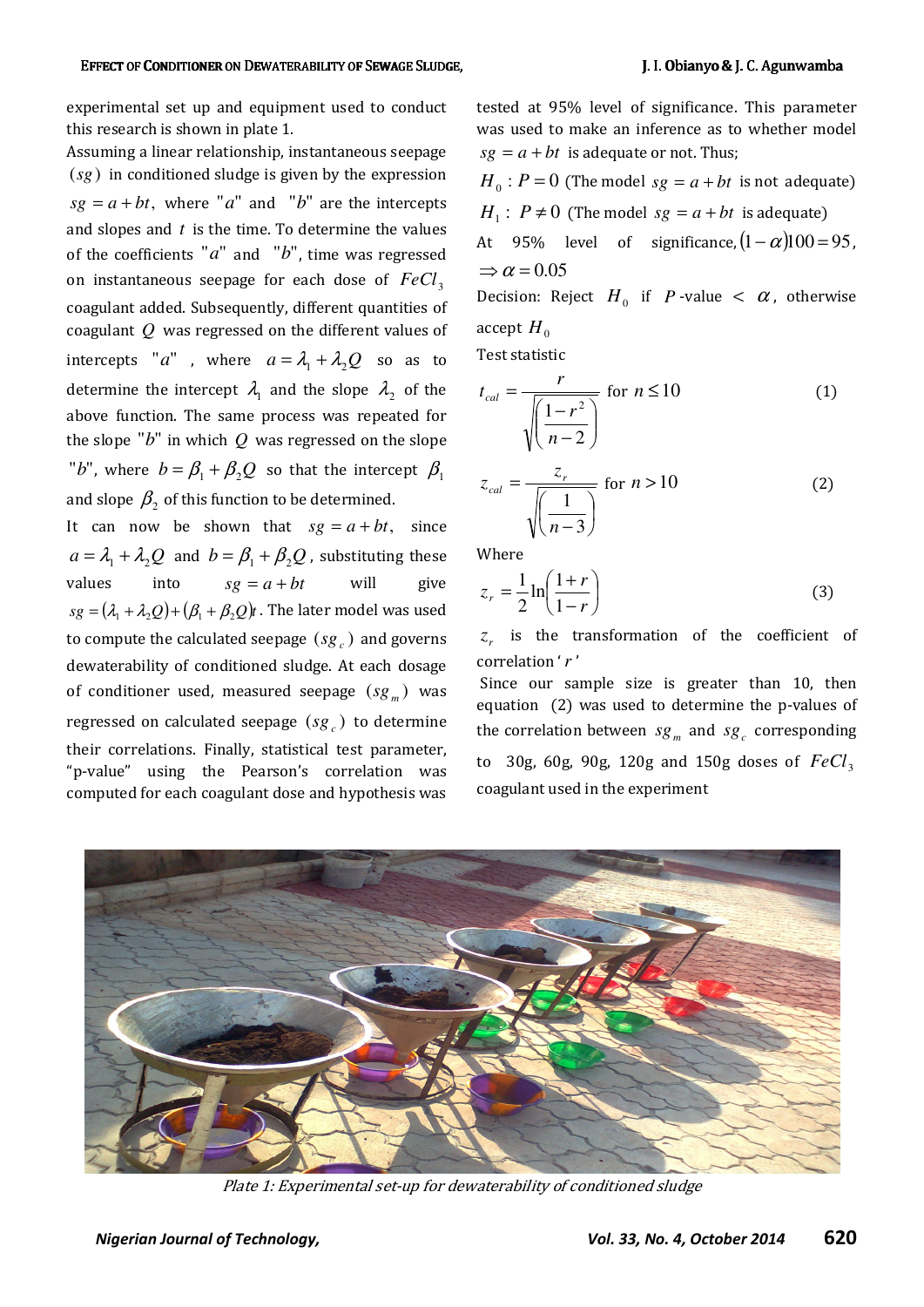experimental set up and equipment used to conduct this research is shown in plate 1.

Assuming a linear relationship, instantaneous seepage $(sg)$ in conditioned sludge is given by the expression $sg = a + bt$, where "$a$" and "$b$" are the intercepts and slopes and $t$ is the time. To determine the values of the coefficients "$a$" and "$b$", time was regressed on instantaneous seepage for each dose of $FeCl_3$ coagulant added. Subsequently, different quantities of coagulant $Q$ was regressed on the different values of intercepts "$a$", where $a = \lambda_1 + \lambda_2 Q$ so as to determine the intercept $\lambda_1$ and the slope $\lambda_2$ of the above function. The same process was repeated for the slope "$b$" in which $Q$ was regressed on the slope "$b$", where $b = \beta_1 + \beta_2 Q$ so that the intercept $\beta_1$ and slope $\beta_2$ of this function to be determined.

It can now be shown that $sg = a + bt$, since $a = \lambda_1 + \lambda_2 Q$ and $b = \beta_1 + \beta_2 Q$, substituting these values into $sg = a + bt$ will give $sg = (\lambda_1 + \lambda_2 Q) + (\beta_1 + \beta_2 Q)t$. The later model was used to compute the calculated seepage $(sg_c)$ and governs dewaterability of conditioned sludge. At each dosage of conditioner used, measured seepage $(sg_m)$ was regressed on calculated seepage $(sg_c)$ to determine their correlations. Finally, statistical test parameter, "p-value" using the Pearson's correlation was computed for each coagulant dose and hypothesis was tested at 95% level of significance. This parameter was used to make an inference as to whether model $sg = a + bt$ is adequate or not. Thus;

$H_0: P = 0$ (The model $sg = a + bt$ is not adequate)

$H_1: P \neq 0$ (The model $sg = a + bt$ is adequate)

At 95% level of significance, $(1-\alpha)100 = 95$, $\Rightarrow \alpha = 0.05$

Decision: Reject $H_0$ if $P$-value $< \alpha$, otherwise accept $H_0$

Test statistic

$$t_{cal} = \frac{r}{\sqrt{\left(\frac{1-r^2}{n-2}\right)}} \text{ for } n \leq 10 \quad (1)$$

$$z_{cal} = \frac{z_r}{\sqrt{\left(\frac{1}{n-3}\right)}} \text{ for } n > 10 \quad (2)$$

Where

$$z_r = \frac{1}{2}\ln\left(\frac{1+r}{1-r}\right) \quad (3)$$

$z_r$ is the transformation of the coefficient of correlation '$r$'

Since our sample size is greater than 10, then equation (2) was used to determine the p-values of the correlation between $sg_m$ and $sg_c$ corresponding to 30g, 60g, 90g, 120g and 150g doses of $FeCl_3$ coagulant used in the experiment

*Plate 1: Experimental set-up for dewaterability of conditioned sludge*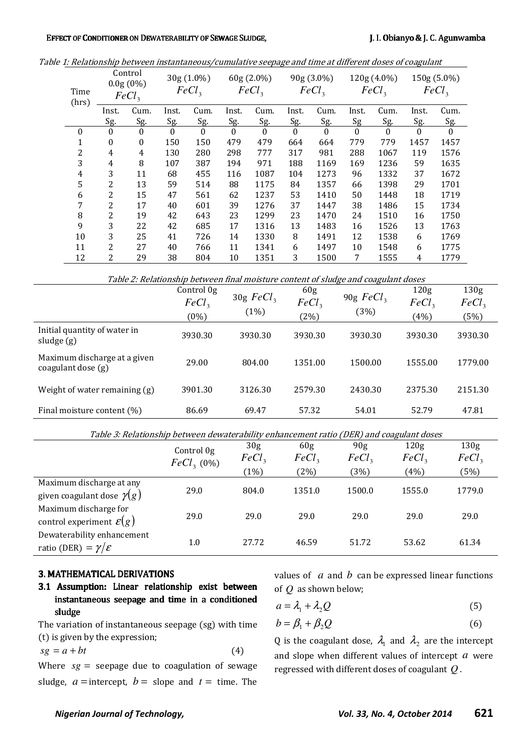Table 1: Relationship between instantaneous/cumulative seepage and time at different doses of coagulant

| Time (hrs) | Control 0.0g (0%) $FeCl_3$ | | 30g (1.0%) $FeCl_3$ | | 60g (2.0%) $FeCl_3$ | | 90g (3.0%) $FeCl_3$ | | 120g (4.0%) $FeCl_3$ | | 150g (5.0%) $FeCl_3$ | |
|---|---|---|---|---|---|---|---|---|---|---|---|---|
| | Inst. Sg. | Cum. Sg. | Inst. Sg. | Cum. Sg. | Inst. Sg. | Cum. Sg. | Inst. Sg. | Cum. Sg. | Inst. Sg | Cum. Sg. | Inst. Sg. | Cum. Sg. |
| 0 | 0 | 0 | 0 | 0 | 0 | 0 | 0 | 0 | 0 | 0 | 0 | 0 |
| 1 | 0 | 0 | 150 | 150 | 479 | 479 | 664 | 664 | 779 | 779 | 1457 | 1457 |
| 2 | 4 | 4 | 130 | 280 | 298 | 777 | 317 | 981 | 288 | 1067 | 119 | 1576 |
| 3 | 4 | 8 | 107 | 387 | 194 | 971 | 188 | 1169 | 169 | 1236 | 59 | 1635 |
| 4 | 3 | 11 | 68 | 455 | 116 | 1087 | 104 | 1273 | 96 | 1332 | 37 | 1672 |
| 5 | 2 | 13 | 59 | 514 | 88 | 1175 | 84 | 1357 | 66 | 1398 | 29 | 1701 |
| 6 | 2 | 15 | 47 | 561 | 62 | 1237 | 53 | 1410 | 50 | 1448 | 18 | 1719 |
| 7 | 2 | 17 | 40 | 601 | 39 | 1276 | 37 | 1447 | 38 | 1486 | 15 | 1734 |
| 8 | 2 | 19 | 42 | 643 | 23 | 1299 | 23 | 1470 | 24 | 1510 | 16 | 1750 |
| 9 | 3 | 22 | 42 | 685 | 17 | 1316 | 13 | 1483 | 16 | 1526 | 13 | 1763 |
| 10 | 3 | 25 | 41 | 726 | 14 | 1330 | 8 | 1491 | 12 | 1538 | 6 | 1769 |
| 11 | 2 | 27 | 40 | 766 | 11 | 1341 | 6 | 1497 | 10 | 1548 | 6 | 1775 |
| 12 | 2 | 29 | 38 | 804 | 10 | 1351 | 3 | 1500 | 7 | 1555 | 4 | 1779 |

Table 2: Relationship between final moisture content of sludge and coagulant doses

| | Control 0g $FeCl_3$ (0%) | 30g $FeCl_3$ (1%) | 60g $FeCl_3$ (2%) | 90g $FeCl_3$ (3%) | 120g $FeCl_3$ (4%) | 130g $FeCl_3$ (5%) |
|---|---|---|---|---|---|---|
| Initial quantity of water in sludge (g) | 3930.30 | 3930.30 | 3930.30 | 3930.30 | 3930.30 | 3930.30 |
| Maximum discharge at a given coagulant dose (g) | 29.00 | 804.00 | 1351.00 | 1500.00 | 1555.00 | 1779.00 |
| Weight of water remaining (g) | 3901.30 | 3126.30 | 2579.30 | 2430.30 | 2375.30 | 2151.30 |
| Final moisture content (%) | 86.69 | 69.47 | 57.32 | 54.01 | 52.79 | 47.81 |

Table 3: Relationship between dewaterability enhancement ratio (DER) and coagulant doses

| | Control 0g $FeCl_3$ (0%) | 30g $FeCl_3$ (1%) | 60g $FeCl_3$ (2%) | 90g $FeCl_3$ (3%) | 120g $FeCl_3$ (4%) | 130g $FeCl_3$ (5%) |
|---|---|---|---|---|---|---|
| Maximum discharge at any given coagulant dose $\gamma(g)$ | 29.0 | 804.0 | 1351.0 | 1500.0 | 1555.0 | 1779.0 |
| Maximum discharge for control experiment $\varepsilon(g)$ | 29.0 | 29.0 | 29.0 | 29.0 | 29.0 | 29.0 |
| Dewaterability enhancement ratio (DER) $= \gamma/\varepsilon$ | 1.0 | 27.72 | 46.59 | 51.72 | 53.62 | 61.34 |

## 3. MATHEMATICAL DERIVATIONS

### 3.1 Assumption: Linear relationship exist between instantaneous seepage and time in a conditioned sludge

The variation of instantaneous seepage (sg) with time (t) is given by the expression;

$$sg = a + bt \tag{4}$$

Where $sg$ = seepage due to coagulation of sewage sludge, $a$ = intercept, $b$ = slope and $t$ = time. The values of $a$ and $b$ can be expressed linear functions of $Q$ as shown below;

$$a = \lambda_1 + \lambda_2 Q \tag{5}$$

$$b = \beta_1 + \beta_2 Q \tag{6}$$

Q is the coagulant dose, $\lambda_1$ and $\lambda_2$ are the intercept and slope when different values of intercept $a$ were regressed with different doses of coagulant $Q$.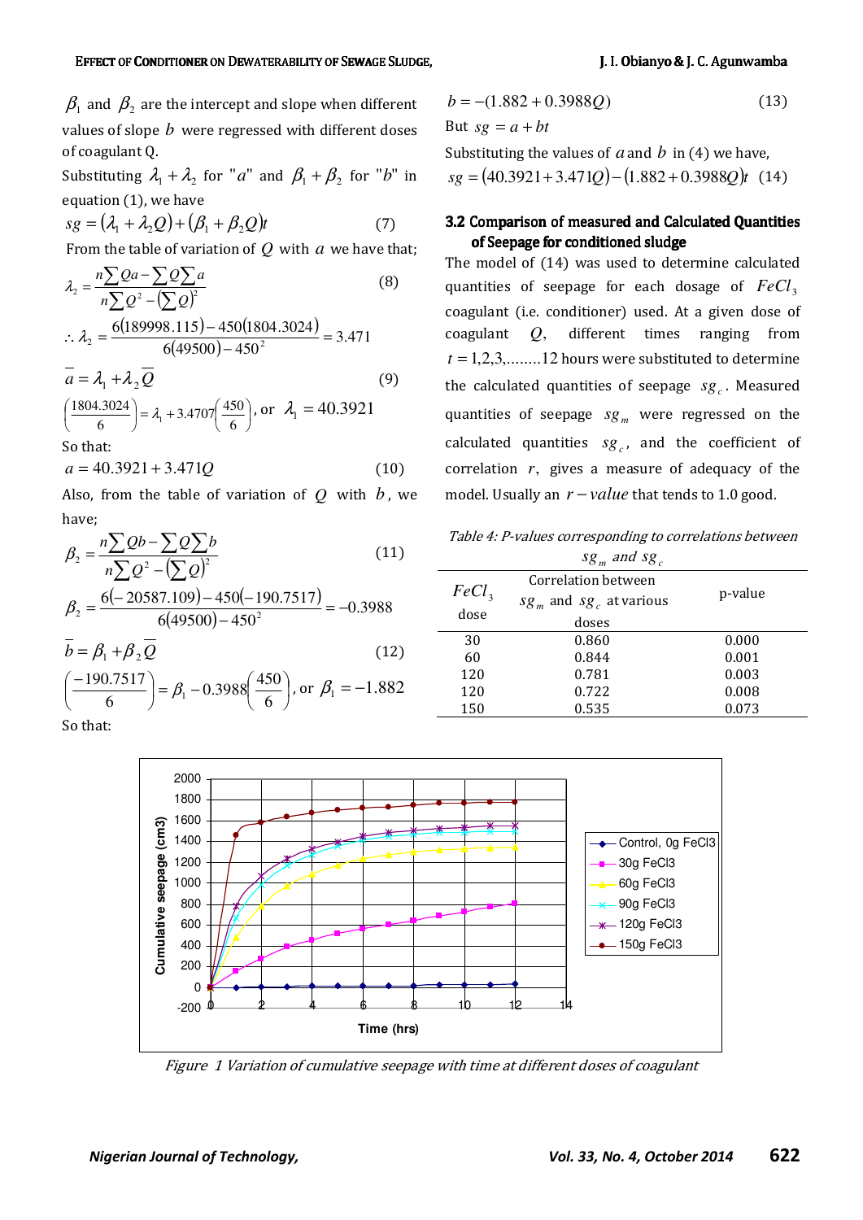$\beta_1$ and $\beta_2$ are the intercept and slope when different values of slope $b$ were regressed with different doses of coagulant Q.

Substituting $\lambda_1 + \lambda_2$ for "$a$" and $\beta_1 + \beta_2$ for "$b$" in equation (1), we have

$$sg = (\lambda_1 + \lambda_2 Q) + (\beta_1 + \beta_2 Q)t \quad (7)$$

From the table of variation of $Q$ with $a$ we have that;

$$\lambda_2 = \frac{n\sum Qa - \sum Q \sum a}{n\sum Q^2 - \left(\sum Q\right)^2} \quad (8)$$

$$\therefore \lambda_2 = \frac{6(189998.115) - 450(1804.3024)}{6(49500) - 450^2} = 3.471$$

$$\bar{a} = \lambda_1 + \lambda_2 \bar{Q} \quad (9)$$

$$\left(\frac{1804.3024}{6}\right) = \lambda_1 + 3.4707\left(\frac{450}{6}\right), \text{ or } \lambda_1 = 40.3921$$

So that:

$$a = 40.3921 + 3.471Q \quad (10)$$

Also, from the table of variation of $Q$ with $b$, we have;

$$\beta_2 = \frac{n\sum Qb - \sum Q \sum b}{n\sum Q^2 - \left(\sum Q\right)^2} \quad (11)$$

$$\beta_2 = \frac{6(-20587.109) - 450(-190.7517)}{6(49500) - 450^2} = -0.3988$$

$$\bar{b} = \beta_1 + \beta_2 \bar{Q} \quad (12)$$

$$\left(\frac{-190.7517}{6}\right) = \beta_1 - 0.3988\left(\frac{450}{6}\right), \text{ or } \beta_1 = -1.882$$

So that:

$$b = -(1.882 + 0.3988Q) \quad (13)$$

But $sg = a + bt$

Substituting the values of $a$ and $b$ in (4) we have,

$$sg = (40.3921 + 3.471Q) - (1.882 + 0.3988Q)t \quad (14)$$

### 3.2 Comparison of measured and Calculated Quantities of Seepage for conditioned sludge

The model of (14) was used to determine calculated quantities of seepage for each dosage of $FeCl_3$ coagulant (i.e. conditioner) used. At a given dose of coagulant $Q$, different times ranging from $t = 1,2,3,........12$ hours were substituted to determine the calculated quantities of seepage $sg_c$. Measured quantities of seepage $sg_m$ were regressed on the calculated quantities $sg_c$, and the coefficient of correlation $r$, gives a measure of adequacy of the model. Usually an $r-value$ that tends to 1.0 good.

*Table 4: P-values corresponding to correlations between $sg_m$ and $sg_c$*

| $FeCl_3$ dose | Correlation between $sg_m$ and $sg_c$ at various doses | p-value |
|---|---|---|
| 30 | 0.860 | 0.000 |
| 60 | 0.844 | 0.001 |
| 120 | 0.781 | 0.003 |
| 120 | 0.722 | 0.008 |
| 150 | 0.535 | 0.073 |

*Figure 1 Variation of cumulative seepage with time at different doses of coagulant*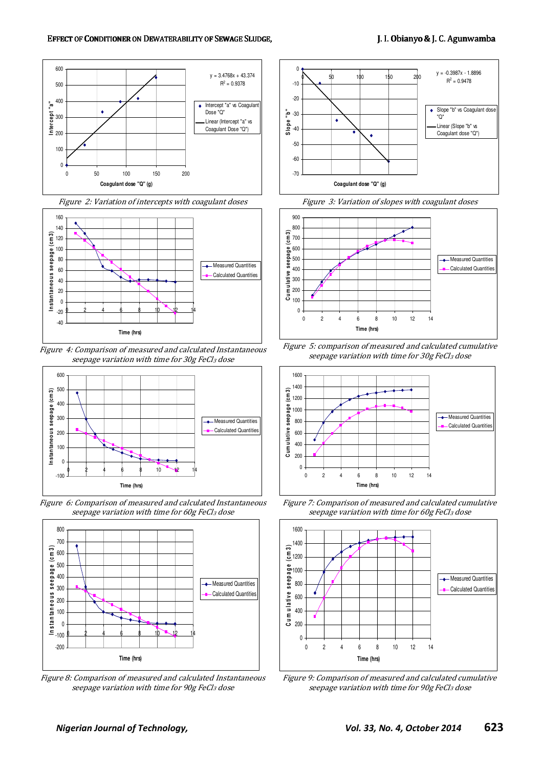*Figure 2: Variation of intercepts with coagulant doses*

*Figure 3: Variation of slopes with coagulant doses*

*Figure 4: Comparison of measured and calculated Instantaneous seepage variation with time for 30g $FeCl_3$ dose*

*Figure 5: comparison of measured and calculated cumulative seepage variation with time for 30g $FeCl_3$ dose*

*Figure 6: Comparison of measured and calculated Instantaneous seepage variation with time for 60g $FeCl_3$ dose*

*Figure 7: Comparison of measured and calculated cumulative seepage variation with time for 60g $FeCl_3$ dose*

*Figure 8: Comparison of measured and calculated Instantaneous seepage variation with time for 90g $FeCl_3$ dose*

*Figure 9: Comparison of measured and calculated cumulative seepage variation with time for 90g $FeCl_3$ dose*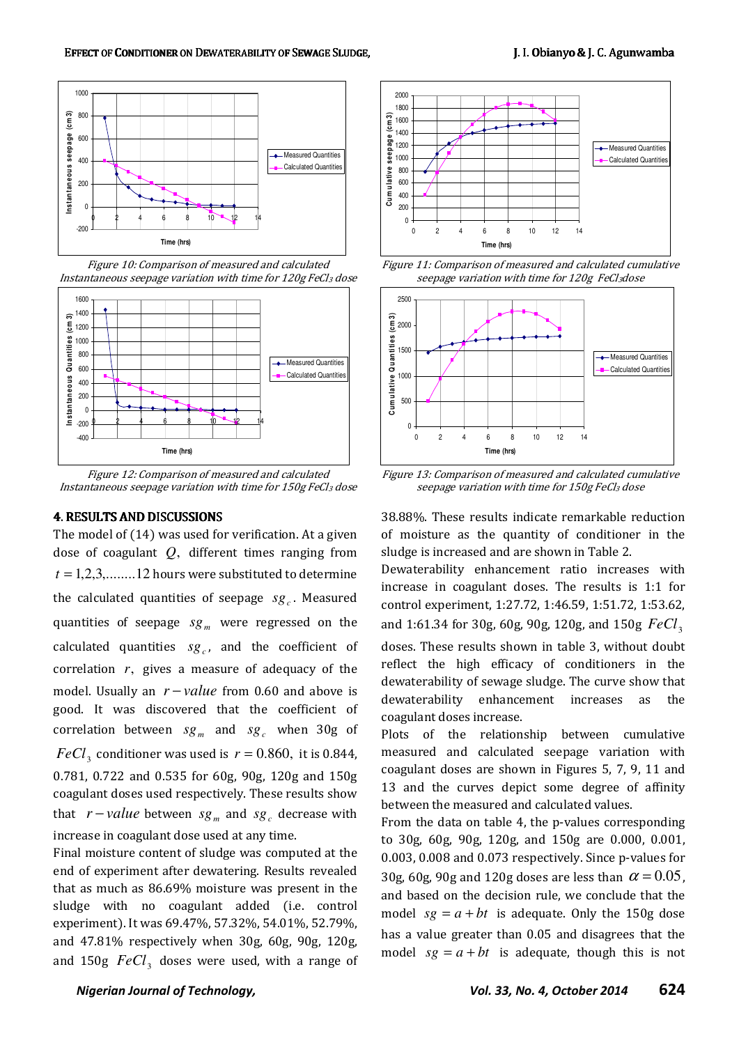Figure 10: Comparison of measured and calculated Instantaneous seepage variation with time for 120g $FeCl_3$ dose

Figure 11: Comparison of measured and calculated cumulative seepage variation with time for 120g $FeCl_3$ dose

Figure 12: Comparison of measured and calculated Instantaneous seepage variation with time for 150g $FeCl_3$ dose

Figure 13: Comparison of measured and calculated cumulative seepage variation with time for 150g $FeCl_3$ dose

## 4. RESULTS AND DISCUSSIONS

The model of (14) was used for verification. At a given dose of coagulant $Q$, different times ranging from $t = 1,2,3,\ldots\ldots.12$ hours were substituted to determine the calculated quantities of seepage $sg_c$. Measured quantities of seepage $sg_m$ were regressed on the calculated quantities $sg_c$, and the coefficient of correlation $r$, gives a measure of adequacy of the model. Usually an $r-value$ from 0.60 and above is good. It was discovered that the coefficient of correlation between $sg_m$ and $sg_c$ when 30g of $FeCl_3$ conditioner was used is $r = 0.860$, it is 0.844, 0.781, 0.722 and 0.535 for 60g, 90g, 120g and 150g coagulant doses used respectively. These results show that $r-value$ between $sg_m$ and $sg_c$ decrease with increase in coagulant dose used at any time.

Final moisture content of sludge was computed at the end of experiment after dewatering. Results revealed that as much as 86.69% moisture was present in the sludge with no coagulant added (i.e. control experiment). It was 69.47%, 57.32%, 54.01%, 52.79%, and 47.81% respectively when 30g, 60g, 90g, 120g, and 150g $FeCl_3$ doses were used, with a range of 38.88%. These results indicate remarkable reduction of moisture as the quantity of conditioner in the sludge is increased and are shown in Table 2.

Dewaterability enhancement ratio increases with increase in coagulant doses. The results is 1:1 for control experiment, 1:27.72, 1:46.59, 1:51.72, 1:53.62, and 1:61.34 for 30g, 60g, 90g, 120g, and 150g $FeCl_3$ doses. These results shown in table 3, without doubt reflect the high efficacy of conditioners in the dewaterability of sewage sludge. The curve show that dewaterability enhancement increases as the coagulant doses increase.

Plots of the relationship between cumulative measured and calculated seepage variation with coagulant doses are shown in Figures 5, 7, 9, 11 and 13 and the curves depict some degree of affinity between the measured and calculated values.

From the data on table 4, the p-values corresponding to 30g, 60g, 90g, 120g, and 150g are 0.000, 0.001, 0.003, 0.008 and 0.073 respectively. Since p-values for 30g, 60g, 90g and 120g doses are less than $\alpha = 0.05$, and based on the decision rule, we conclude that the model $sg = a + bt$ is adequate. Only the 150g dose has a value greater than 0.05 and disagrees that the model $sg = a + bt$ is adequate, though this is not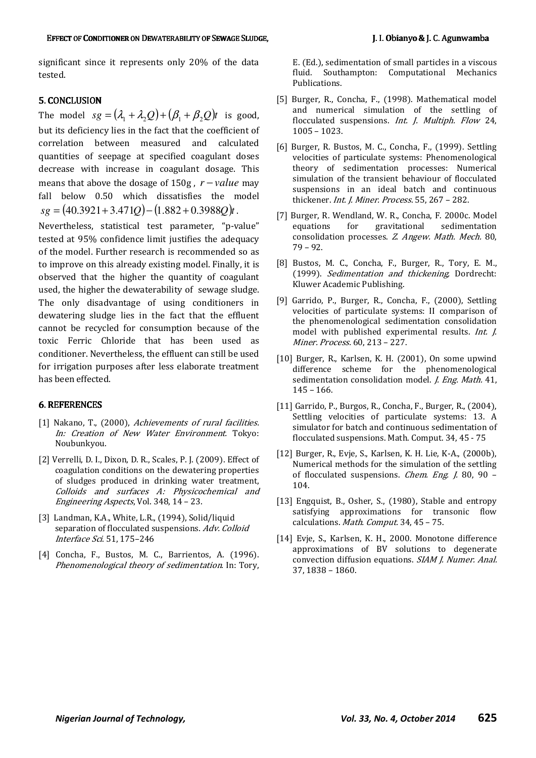significant since it represents only 20% of the data tested.

## 5. CONCLUSION

The model $sg = (\lambda_1 + \lambda_2 Q) + (\beta_1 + \beta_2 Q)t$ is good, but its deficiency lies in the fact that the coefficient of correlation between measured and calculated quantities of seepage at specified coagulant doses decrease with increase in coagulant dosage. This means that above the dosage of 150g , $r - value$ may fall below 0.50 which dissatisfies the model $sg = (40.3921 + 3.471Q) - (1.882 + 0.3988Q)t$ .

Nevertheless, statistical test parameter, "p-value" tested at 95% confidence limit justifies the adequacy of the model. Further research is recommended so as to improve on this already existing model. Finally, it is observed that the higher the quantity of coagulant used, the higher the dewaterability of sewage sludge. The only disadvantage of using conditioners in dewatering sludge lies in the fact that the effluent cannot be recycled for consumption because of the toxic Ferric Chloride that has been used as conditioner. Nevertheless, the effluent can still be used for irrigation purposes after less elaborate treatment has been effected.

## 6. REFERENCES

[1] Nakano, T., (2000), *Achievements of rural facilities. In: Creation of New Water Environment.* Tokyo: Noubunkyou.

[2] Verrelli, D. I., Dixon, D. R., Scales, P. J. (2009). Effect of coagulation conditions on the dewatering properties of sludges produced in drinking water treatment, *Colloids and surfaces A: Physicochemical and Engineering Aspects*, Vol. 348, 14 – 23.

[3] Landman, K.A., White, L.R., (1994), Solid/liquid separation of flocculated suspensions. *Adv. Colloid Interface Sci.* 51, 175–246

[4] Concha, F., Bustos, M. C., Barrientos, A. (1996). *Phenomenological theory of sedimentation.* In: Tory, E. (Ed.), sedimentation of small particles in a viscous fluid. Southampton: Computational Mechanics Publications.

[5] Burger, R., Concha, F., (1998). Mathematical model and numerical simulation of the settling of flocculated suspensions. *Int. J. Multiph. Flow* 24, 1005 – 1023.

[6] Burger, R. Bustos, M. C., Concha, F., (1999). Settling velocities of particulate systems: Phenomenological theory of sedimentation processes: Numerical simulation of the transient behaviour of flocculated suspensions in an ideal batch and continuous thickener. *Int. J. Miner. Process*. 55, 267 – 282.

[7] Burger, R. Wendland, W. R., Concha, F. 2000c. Model equations for gravitational sedimentation consolidation processes. *Z. Angew. Math. Mech.* 80, 79 – 92.

[8] Bustos, M. C., Concha, F., Burger, R., Tory, E. M., (1999). *Sedimentation and thickening,* Dordrecht: Kluwer Academic Publishing.

[9] Garrido, P., Burger, R., Concha, F., (2000), Settling velocities of particulate systems: II comparison of the phenomenological sedimentation consolidation model with published experimental results. *Int. J. Miner. Process.* 60, 213 – 227.

[10] Burger, R., Karlsen, K. H. (2001), On some upwind difference scheme for the phenomenological sedimentation consolidation model. *J. Eng. Math.* 41, 145 – 166.

[11] Garrido, P., Burgos, R., Concha, F., Burger, R., (2004), Settling velocities of particulate systems: 13. A simulator for batch and continuous sedimentation of flocculated suspensions. Math. Comput. 34, 45 - 75

[12] Burger, R., Evje, S., Karlsen, K. H. Lie, K-A., (2000b), Numerical methods for the simulation of the settling of flocculated suspensions. *Chem. Eng. J.* 80, 90 – 104.

[13] Engquist, B., Osher, S., (1980), Stable and entropy satisfying approximations for transonic flow calculations. *Math. Comput.* 34, 45 – 75.

[14] Evje, S., Karlsen, K. H., 2000. Monotone difference approximations of BV solutions to degenerate convection diffusion equations. *SIAM J. Numer. Anal.* 37, 1838 – 1860.